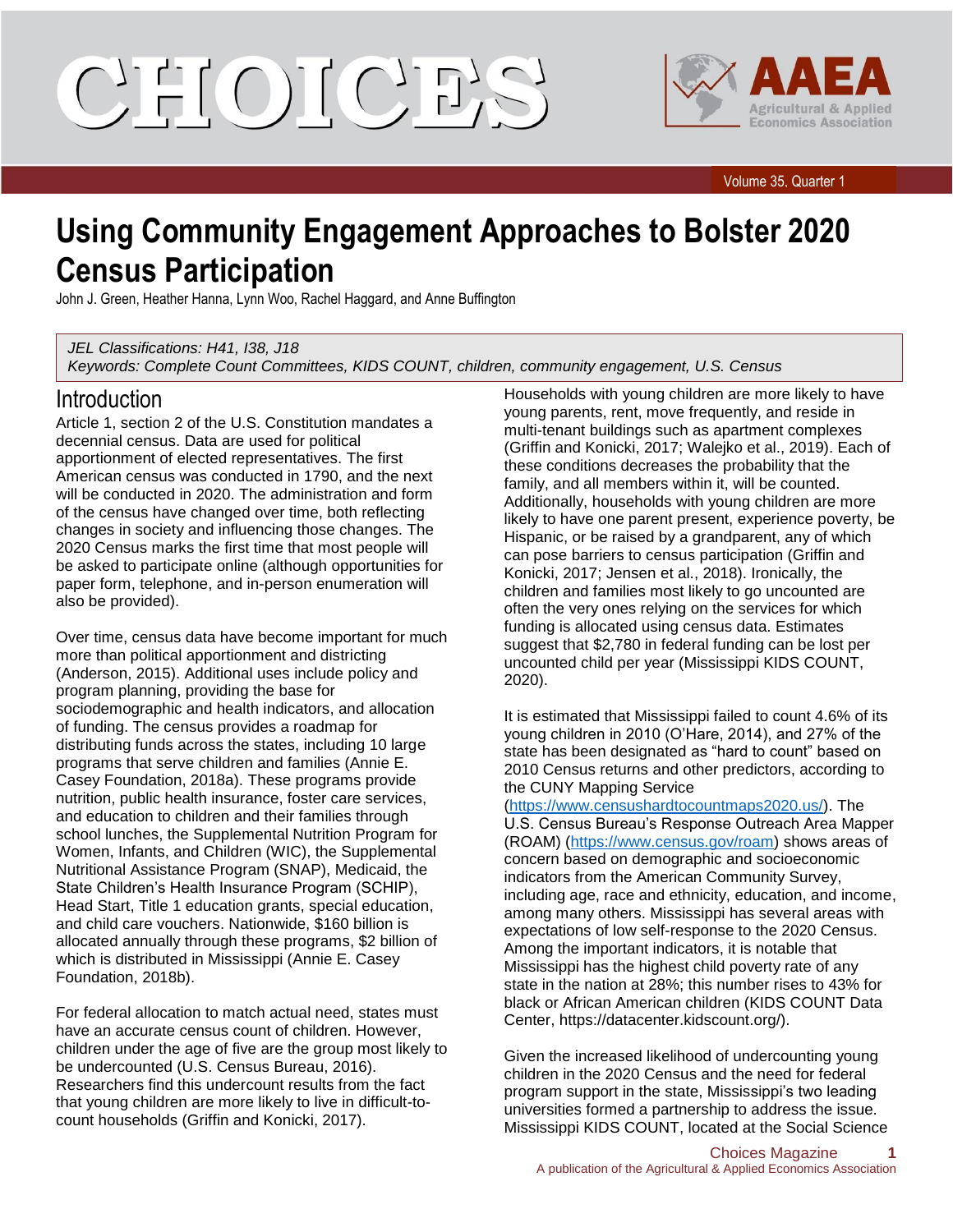# Using Community Engagement Approaches to Bolster 2020 Census Participation

John J. Green, Heather Hanna, Lynn Woo, Rachel Haggard, and Anne Buffington

*JEL Classifications: H41, I38, J18*
*Keywords: Complete Count Committees, KIDS COUNT, children, community engagement, U.S. Census*

## Introduction

Article 1, section 2 of the U.S. Constitution mandates a decennial census. Data are used for political apportionment of elected representatives. The first American census was conducted in 1790, and the next will be conducted in 2020. The administration and form of the census have changed over time, both reflecting changes in society and influencing those changes. The 2020 Census marks the first time that most people will be asked to participate online (although opportunities for paper form, telephone, and in-person enumeration will also be provided).

Over time, census data have become important for much more than political apportionment and districting (Anderson, 2015). Additional uses include policy and program planning, providing the base for sociodemographic and health indicators, and allocation of funding. The census provides a roadmap for distributing funds across the states, including 10 large programs that serve children and families (Annie E. Casey Foundation, 2018a). These programs provide nutrition, public health insurance, foster care services, and education to children and their families through school lunches, the Supplemental Nutrition Program for Women, Infants, and Children (WIC), the Supplemental Nutritional Assistance Program (SNAP), Medicaid, the State Children's Health Insurance Program (SCHIP), Head Start, Title 1 education grants, special education, and child care vouchers. Nationwide, $160 billion is allocated annually through these programs, $2 billion of which is distributed in Mississippi (Annie E. Casey Foundation, 2018b).

For federal allocation to match actual need, states must have an accurate census count of children. However, children under the age of five are the group most likely to be undercounted (U.S. Census Bureau, 2016). Researchers find this undercount results from the fact that young children are more likely to live in difficult-to-count households (Griffin and Konicki, 2017). Households with young children are more likely to have young parents, rent, move frequently, and reside in multi-tenant buildings such as apartment complexes (Griffin and Konicki, 2017; Walejko et al., 2019). Each of these conditions decreases the probability that the family, and all members within it, will be counted. Additionally, households with young children are more likely to have one parent present, experience poverty, be Hispanic, or be raised by a grandparent, any of which can pose barriers to census participation (Griffin and Konicki, 2017; Jensen et al., 2018). Ironically, the children and families most likely to go uncounted are often the very ones relying on the services for which funding is allocated using census data. Estimates suggest that $2,780 in federal funding can be lost per uncounted child per year (Mississippi KIDS COUNT, 2020).

It is estimated that Mississippi failed to count 4.6% of its young children in 2010 (O'Hare, 2014), and 27% of the state has been designated as "hard to count" based on 2010 Census returns and other predictors, according to the CUNY Mapping Service (https://www.censushardtocountmaps2020.us/). The U.S. Census Bureau's Response Outreach Area Mapper (ROAM) (https://www.census.gov/roam) shows areas of concern based on demographic and socioeconomic indicators from the American Community Survey, including age, race and ethnicity, education, and income, among many others. Mississippi has several areas with expectations of low self-response to the 2020 Census. Among the important indicators, it is notable that Mississippi has the highest child poverty rate of any state in the nation at 28%; this number rises to 43% for black or African American children (KIDS COUNT Data Center, https://datacenter.kidscount.org/).

Given the increased likelihood of undercounting young children in the 2020 Census and the need for federal program support in the state, Mississippi's two leading universities formed a partnership to address the issue. Mississippi KIDS COUNT, located at the Social Science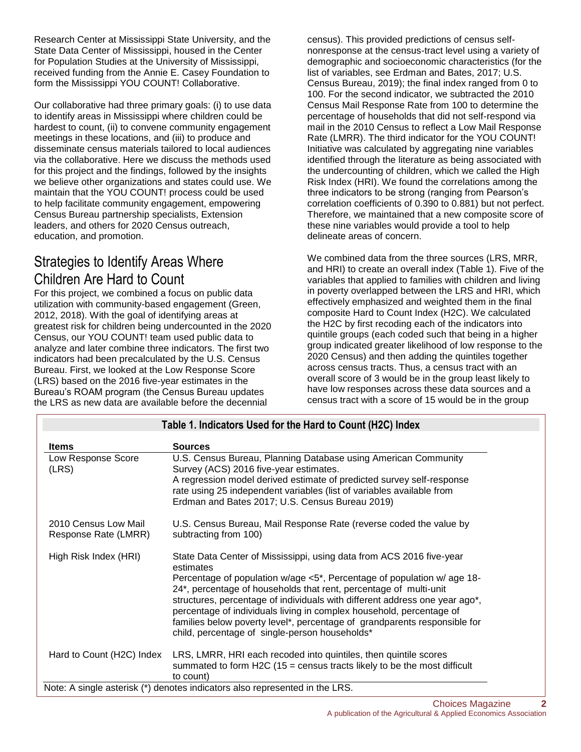Research Center at Mississippi State University, and the State Data Center of Mississippi, housed in the Center for Population Studies at the University of Mississippi, received funding from the Annie E. Casey Foundation to form the Mississippi YOU COUNT! Collaborative.

Our collaborative had three primary goals: (i) to use data to identify areas in Mississippi where children could be hardest to count, (ii) to convene community engagement meetings in these locations, and (iii) to produce and disseminate census materials tailored to local audiences via the collaborative. Here we discuss the methods used for this project and the findings, followed by the insights we believe other organizations and states could use. We maintain that the YOU COUNT! process could be used to help facilitate community engagement, empowering Census Bureau partnership specialists, Extension leaders, and others for 2020 Census outreach, education, and promotion.

## Strategies to Identify Areas Where Children Are Hard to Count

For this project, we combined a focus on public data utilization with community-based engagement (Green, 2012, 2018). With the goal of identifying areas at greatest risk for children being undercounted in the 2020 Census, our YOU COUNT! team used public data to analyze and later combine three indicators. The first two indicators had been precalculated by the U.S. Census Bureau. First, we looked at the Low Response Score (LRS) based on the 2016 five-year estimates in the Bureau's ROAM program (the Census Bureau updates the LRS as new data are available before the decennial census). This provided predictions of census self-nonresponse at the census-tract level using a variety of demographic and socioeconomic characteristics (for the list of variables, see Erdman and Bates, 2017; U.S. Census Bureau, 2019); the final index ranged from 0 to 100. For the second indicator, we subtracted the 2010 Census Mail Response Rate from 100 to determine the percentage of households that did not self-respond via mail in the 2010 Census to reflect a Low Mail Response Rate (LMRR). The third indicator for the YOU COUNT! Initiative was calculated by aggregating nine variables identified through the literature as being associated with the undercounting of children, which we called the High Risk Index (HRI). We found the correlations among the three indicators to be strong (ranging from Pearson's correlation coefficients of 0.390 to 0.881) but not perfect. Therefore, we maintained that a new composite score of these nine variables would provide a tool to help delineate areas of concern.

We combined data from the three sources (LRS, MRR, and HRI) to create an overall index (Table 1). Five of the variables that applied to families with children and living in poverty overlapped between the LRS and HRI, which effectively emphasized and weighted them in the final composite Hard to Count Index (H2C). We calculated the H2C by first recoding each of the indicators into quintile groups (each coded such that being in a higher group indicated greater likelihood of low response to the 2020 Census) and then adding the quintiles together across census tracts. Thus, a census tract with an overall score of 3 would be in the group least likely to have low responses across these data sources and a census tract with a score of 15 would be in the group

**Table 1. Indicators Used for the Hard to Count (H2C) Index**

| Items | Sources |
|---|---|
| Low Response Score (LRS) | U.S. Census Bureau, Planning Database using American Community Survey (ACS) 2016 five-year estimates. A regression model derived estimate of predicted survey self-response rate using 25 independent variables (list of variables available from Erdman and Bates 2017; U.S. Census Bureau 2019) |
| 2010 Census Low Mail Response Rate (LMRR) | U.S. Census Bureau, Mail Response Rate (reverse coded the value by subtracting from 100) |
| High Risk Index (HRI) | State Data Center of Mississippi, using data from ACS 2016 five-year estimates. Percentage of population w/age <5*, Percentage of population w/ age 18-24*, percentage of households that rent, percentage of multi-unit structures, percentage of individuals with different address one year ago*, percentage of individuals living in complex household, percentage of families below poverty level*, percentage of grandparents responsible for child, percentage of single-person households* |
| Hard to Count (H2C) Index | LRS, LMRR, HRI each recoded into quintiles, then quintile scores summated to form H2C (15 = census tracts likely to be the most difficult to count) |

Note: A single asterisk (*) denotes indicators also represented in the LRS.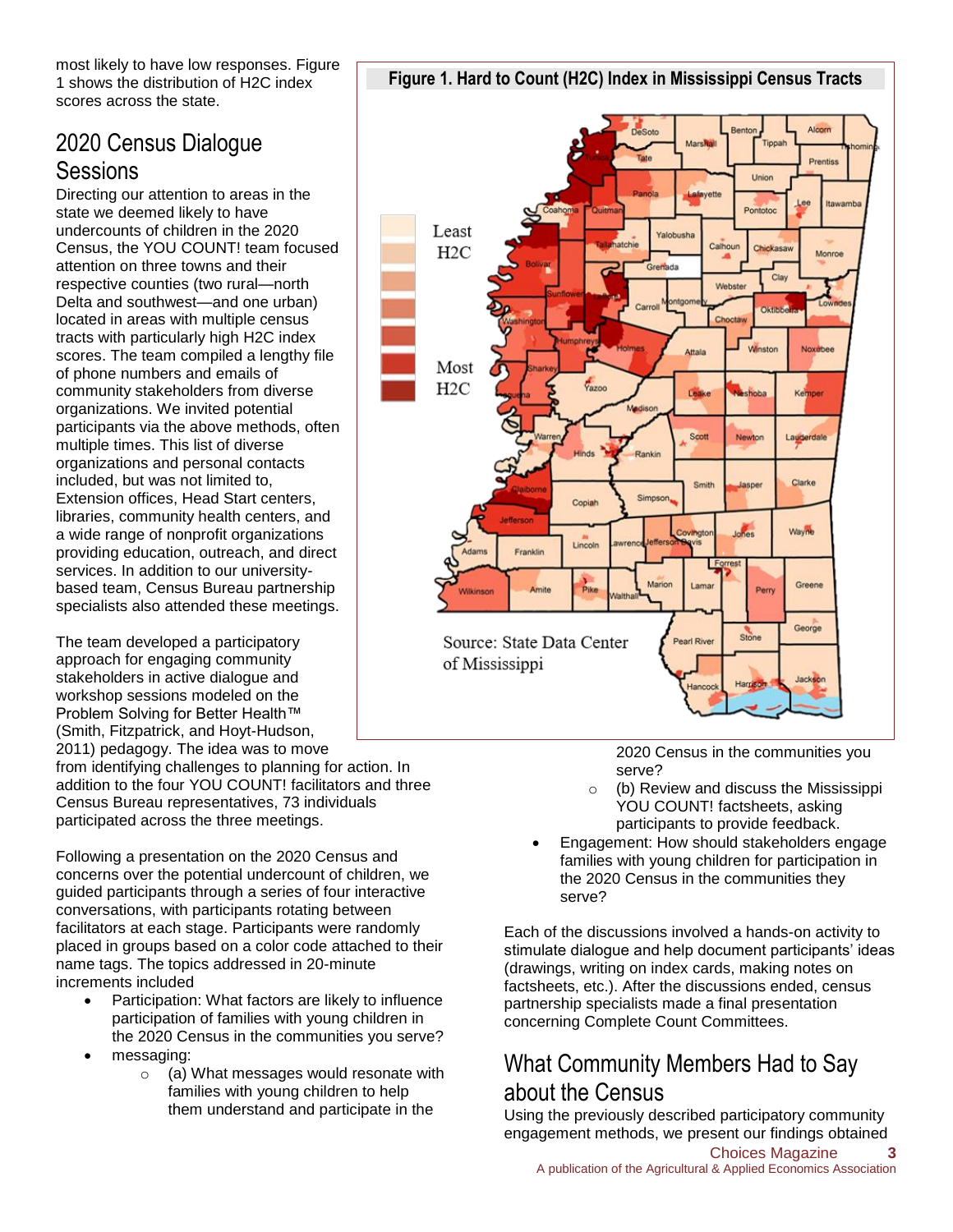most likely to have low responses. Figure 1 shows the distribution of H2C index scores across the state.

**Figure 1. Hard to Count (H2C) Index in Mississippi Census Tracts**

Source: State Data Center of Mississippi

## 2020 Census Dialogue Sessions

Directing our attention to areas in the state we deemed likely to have undercounts of children in the 2020 Census, the YOU COUNT! team focused attention on three towns and their respective counties (two rural—north Delta and southwest—and one urban) located in areas with multiple census tracts with particularly high H2C index scores. The team compiled a lengthy file of phone numbers and emails of community stakeholders from diverse organizations. We invited potential participants via the above methods, often multiple times. This list of diverse organizations and personal contacts included, but was not limited to, Extension offices, Head Start centers, libraries, community health centers, and a wide range of nonprofit organizations providing education, outreach, and direct services. In addition to our university-based team, Census Bureau partnership specialists also attended these meetings.

The team developed a participatory approach for engaging community stakeholders in active dialogue and workshop sessions modeled on the Problem Solving for Better Health™ (Smith, Fitzpatrick, and Hoyt-Hudson, 2011) pedagogy. The idea was to move from identifying challenges to planning for action. In addition to the four YOU COUNT! facilitators and three Census Bureau representatives, 73 individuals participated across the three meetings.

Following a presentation on the 2020 Census and concerns over the potential undercount of children, we guided participants through a series of four interactive conversations, with participants rotating between facilitators at each stage. Participants were randomly placed in groups based on a color code attached to their name tags. The topics addressed in 20-minute increments included

- Participation: What factors are likely to influence participation of families with young children in the 2020 Census in the communities you serve?
- messaging:
  - (a) What messages would resonate with families with young children to help them understand and participate in the 2020 Census in the communities you serve?
  - (b) Review and discuss the Mississippi YOU COUNT! factsheets, asking participants to provide feedback.
- Engagement: How should stakeholders engage families with young children for participation in the 2020 Census in the communities they serve?

Each of the discussions involved a hands-on activity to stimulate dialogue and help document participants' ideas (drawings, writing on index cards, making notes on factsheets, etc.). After the discussions ended, census partnership specialists made a final presentation concerning Complete Count Committees.

## What Community Members Had to Say about the Census

Using the previously described participatory community engagement methods, we present our findings obtained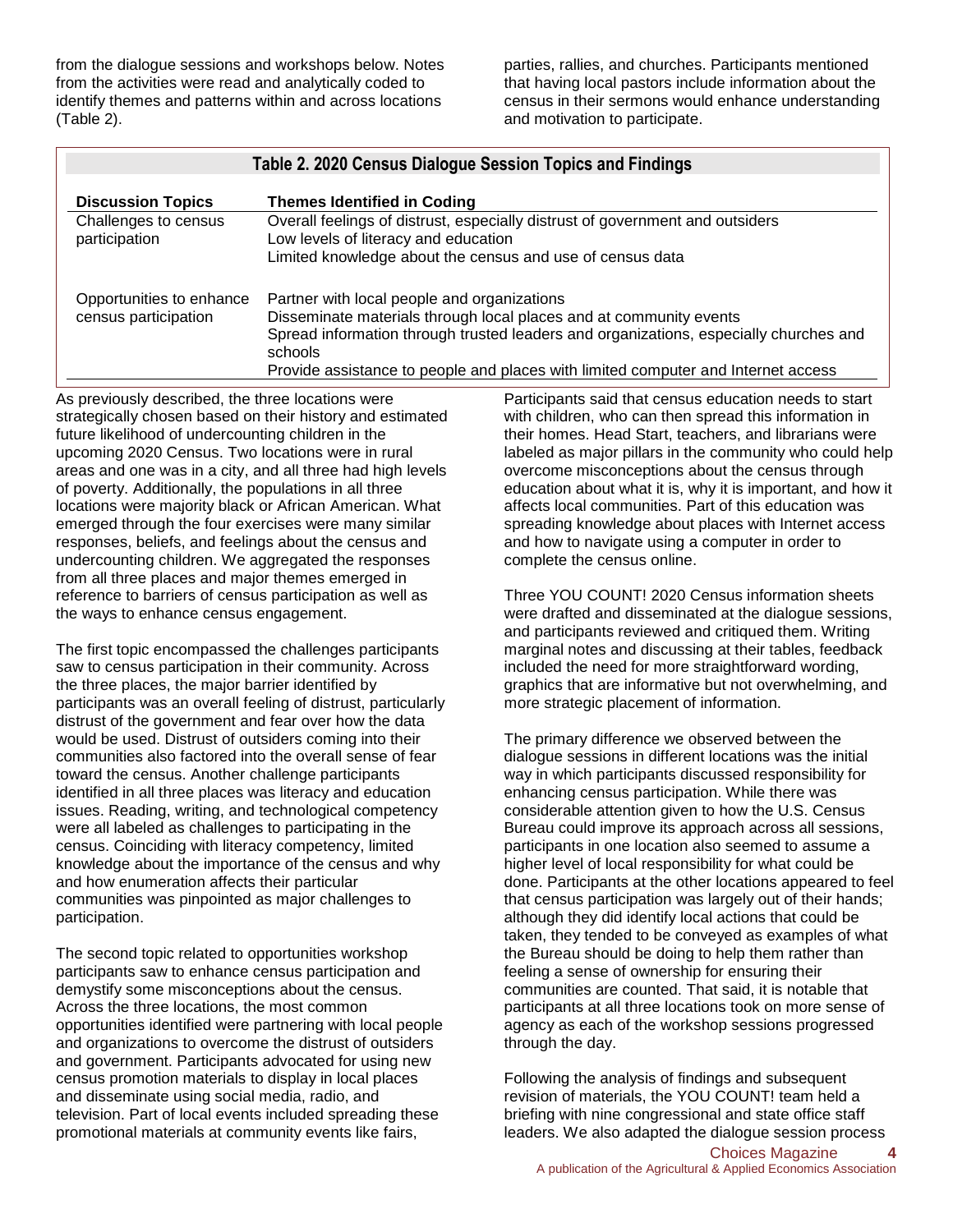from the dialogue sessions and workshops below. Notes from the activities were read and analytically coded to identify themes and patterns within and across locations (Table 2).

parties, rallies, and churches. Participants mentioned that having local pastors include information about the census in their sermons would enhance understanding and motivation to participate.

**Table 2. 2020 Census Dialogue Session Topics and Findings**

| Discussion Topics | Themes Identified in Coding |
|---|---|
| Challenges to census participation | Overall feelings of distrust, especially distrust of government and outsiders<br>Low levels of literacy and education<br>Limited knowledge about the census and use of census data |
| Opportunities to enhance census participation | Partner with local people and organizations<br>Disseminate materials through local places and at community events<br>Spread information through trusted leaders and organizations, especially churches and schools<br>Provide assistance to people and places with limited computer and Internet access |

As previously described, the three locations were strategically chosen based on their history and estimated future likelihood of undercounting children in the upcoming 2020 Census. Two locations were in rural areas and one was in a city, and all three had high levels of poverty. Additionally, the populations in all three locations were majority black or African American. What emerged through the four exercises were many similar responses, beliefs, and feelings about the census and undercounting children. We aggregated the responses from all three places and major themes emerged in reference to barriers of census participation as well as the ways to enhance census engagement.

The first topic encompassed the challenges participants saw to census participation in their community. Across the three places, the major barrier identified by participants was an overall feeling of distrust, particularly distrust of the government and fear over how the data would be used. Distrust of outsiders coming into their communities also factored into the overall sense of fear toward the census. Another challenge participants identified in all three places was literacy and education issues. Reading, writing, and technological competency were all labeled as challenges to participating in the census. Coinciding with literacy competency, limited knowledge about the importance of the census and why and how enumeration affects their particular communities was pinpointed as major challenges to participation.

The second topic related to opportunities workshop participants saw to enhance census participation and demystify some misconceptions about the census. Across the three locations, the most common opportunities identified were partnering with local people and organizations to overcome the distrust of outsiders and government. Participants advocated for using new census promotion materials to display in local places and disseminate using social media, radio, and television. Part of local events included spreading these promotional materials at community events like fairs,

Participants said that census education needs to start with children, who can then spread this information in their homes. Head Start, teachers, and librarians were labeled as major pillars in the community who could help overcome misconceptions about the census through education about what it is, why it is important, and how it affects local communities. Part of this education was spreading knowledge about places with Internet access and how to navigate using a computer in order to complete the census online.

Three YOU COUNT! 2020 Census information sheets were drafted and disseminated at the dialogue sessions, and participants reviewed and critiqued them. Writing marginal notes and discussing at their tables, feedback included the need for more straightforward wording, graphics that are informative but not overwhelming, and more strategic placement of information.

The primary difference we observed between the dialogue sessions in different locations was the initial way in which participants discussed responsibility for enhancing census participation. While there was considerable attention given to how the U.S. Census Bureau could improve its approach across all sessions, participants in one location also seemed to assume a higher level of local responsibility for what could be done. Participants at the other locations appeared to feel that census participation was largely out of their hands; although they did identify local actions that could be taken, they tended to be conveyed as examples of what the Bureau should be doing to help them rather than feeling a sense of ownership for ensuring their communities are counted. That said, it is notable that participants at all three locations took on more sense of agency as each of the workshop sessions progressed through the day.

Following the analysis of findings and subsequent revision of materials, the YOU COUNT! team held a briefing with nine congressional and state office staff leaders. We also adapted the dialogue session process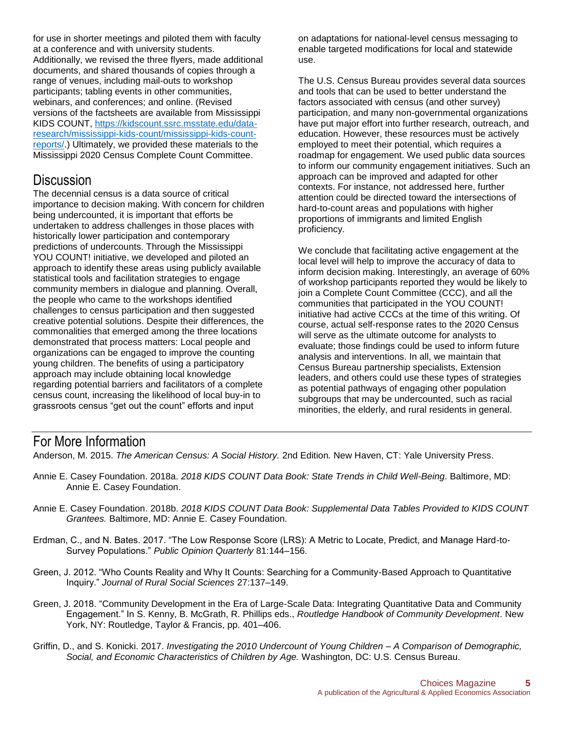for use in shorter meetings and piloted them with faculty at a conference and with university students. Additionally, we revised the three flyers, made additional documents, and shared thousands of copies through a range of venues, including mail-outs to workshop participants; tabling events in other communities, webinars, and conferences; and online. (Revised versions of the factsheets are available from Mississippi KIDS COUNT, [https://kidscount.ssrc.msstate.edu/data-research/mississippi-kids-count/mississippi-kids-count-reports/](https://kidscount.ssrc.msstate.edu/data-research/mississippi-kids-count/mississippi-kids-count-reports/).) Ultimately, we provided these materials to the Mississippi 2020 Census Complete Count Committee.

## Discussion

The decennial census is a data source of critical importance to decision making. With concern for children being undercounted, it is important that efforts be undertaken to address challenges in those places with historically lower participation and contemporary predictions of undercounts. Through the Mississippi YOU COUNT! initiative, we developed and piloted an approach to identify these areas using publicly available statistical tools and facilitation strategies to engage community members in dialogue and planning. Overall, the people who came to the workshops identified challenges to census participation and then suggested creative potential solutions. Despite their differences, the commonalities that emerged among the three locations demonstrated that process matters: Local people and organizations can be engaged to improve the counting young children. The benefits of using a participatory approach may include obtaining local knowledge regarding potential barriers and facilitators of a complete census count, increasing the likelihood of local buy-in to grassroots census "get out the count" efforts and input on adaptations for national-level census messaging to enable targeted modifications for local and statewide use.

The U.S. Census Bureau provides several data sources and tools that can be used to better understand the factors associated with census (and other survey) participation, and many non-governmental organizations have put major effort into further research, outreach, and education. However, these resources must be actively employed to meet their potential, which requires a roadmap for engagement. We used public data sources to inform our community engagement initiatives. Such an approach can be improved and adapted for other contexts. For instance, not addressed here, further attention could be directed toward the intersections of hard-to-count areas and populations with higher proportions of immigrants and limited English proficiency.

We conclude that facilitating active engagement at the local level will help to improve the accuracy of data to inform decision making. Interestingly, an average of 60% of workshop participants reported they would be likely to join a Complete Count Committee (CCC), and all the communities that participated in the YOU COUNT! initiative had active CCCs at the time of this writing. Of course, actual self-response rates to the 2020 Census will serve as the ultimate outcome for analysts to evaluate; those findings could be used to inform future analysis and interventions. In all, we maintain that Census Bureau partnership specialists, Extension leaders, and others could use these types of strategies as potential pathways of engaging other population subgroups that may be undercounted, such as racial minorities, the elderly, and rural residents in general.

## For More Information

Anderson, M. 2015. *The American Census: A Social History.* 2nd Edition*.* New Haven, CT: Yale University Press.

Annie E. Casey Foundation. 2018a. *2018 KIDS COUNT Data Book: State Trends in Child Well-Being*. Baltimore, MD: Annie E. Casey Foundation.

Annie E. Casey Foundation. 2018b. *2018 KIDS COUNT Data Book: Supplemental Data Tables Provided to KIDS COUNT Grantees.* Baltimore, MD: Annie E. Casey Foundation.

Erdman, C., and N. Bates. 2017. "The Low Response Score (LRS): A Metric to Locate, Predict, and Manage Hard-to-Survey Populations." *Public Opinion Quarterly* 81:144–156.

Green, J. 2012. "Who Counts Reality and Why It Counts: Searching for a Community-Based Approach to Quantitative Inquiry." *Journal of Rural Social Sciences* 27:137–149.

Green, J. 2018. "Community Development in the Era of Large-Scale Data: Integrating Quantitative Data and Community Engagement." In S. Kenny, B. McGrath, R. Phillips eds., *Routledge Handbook of Community Development*. New York, NY: Routledge, Taylor & Francis, pp. 401–406.

Griffin, D., and S. Konicki. 2017. *Investigating the 2010 Undercount of Young Children – A Comparison of Demographic, Social, and Economic Characteristics of Children by Age.* Washington, DC: U.S. Census Bureau.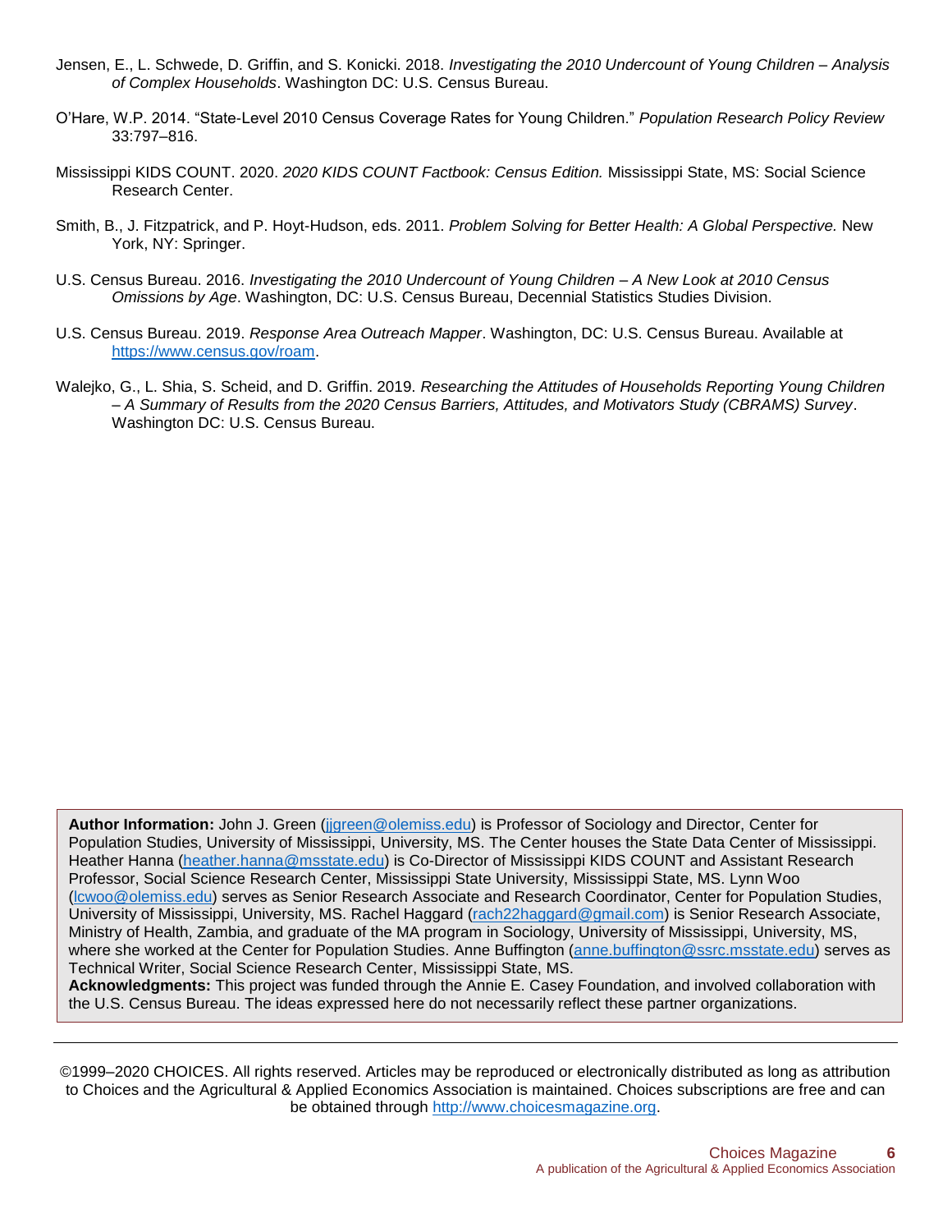Jensen, E., L. Schwede, D. Griffin, and S. Konicki. 2018. *Investigating the 2010 Undercount of Young Children – Analysis of Complex Households*. Washington DC: U.S. Census Bureau.

O'Hare, W.P. 2014. "State-Level 2010 Census Coverage Rates for Young Children." *Population Research Policy Review* 33:797–816.

Mississippi KIDS COUNT. 2020. *2020 KIDS COUNT Factbook: Census Edition.* Mississippi State, MS: Social Science Research Center.

Smith, B., J. Fitzpatrick, and P. Hoyt-Hudson, eds. 2011. *Problem Solving for Better Health: A Global Perspective.* New York, NY: Springer.

U.S. Census Bureau. 2016. *Investigating the 2010 Undercount of Young Children – A New Look at 2010 Census Omissions by Age*. Washington, DC: U.S. Census Bureau, Decennial Statistics Studies Division.

U.S. Census Bureau. 2019. *Response Area Outreach Mapper*. Washington, DC: U.S. Census Bureau. Available at https://www.census.gov/roam.

Walejko, G., L. Shia, S. Scheid, and D. Griffin. 2019. *Researching the Attitudes of Households Reporting Young Children – A Summary of Results from the 2020 Census Barriers, Attitudes, and Motivators Study (CBRAMS) Survey*. Washington DC: U.S. Census Bureau.

**Author Information:** John J. Green (jjgreen@olemiss.edu) is Professor of Sociology and Director, Center for Population Studies, University of Mississippi, University, MS. The Center houses the State Data Center of Mississippi. Heather Hanna (heather.hanna@msstate.edu) is Co-Director of Mississippi KIDS COUNT and Assistant Research Professor, Social Science Research Center, Mississippi State University, Mississippi State, MS. Lynn Woo (lcwoo@olemiss.edu) serves as Senior Research Associate and Research Coordinator, Center for Population Studies, University of Mississippi, University, MS. Rachel Haggard (rach22haggard@gmail.com) is Senior Research Associate, Ministry of Health, Zambia, and graduate of the MA program in Sociology, University of Mississippi, University, MS, where she worked at the Center for Population Studies. Anne Buffington (anne.buffington@ssrc.msstate.edu) serves as Technical Writer, Social Science Research Center, Mississippi State, MS.
**Acknowledgments:** This project was funded through the Annie E. Casey Foundation, and involved collaboration with the U.S. Census Bureau. The ideas expressed here do not necessarily reflect these partner organizations.

©1999–2020 CHOICES. All rights reserved. Articles may be reproduced or electronically distributed as long as attribution to Choices and the Agricultural & Applied Economics Association is maintained. Choices subscriptions are free and can be obtained through http://www.choicesmagazine.org.